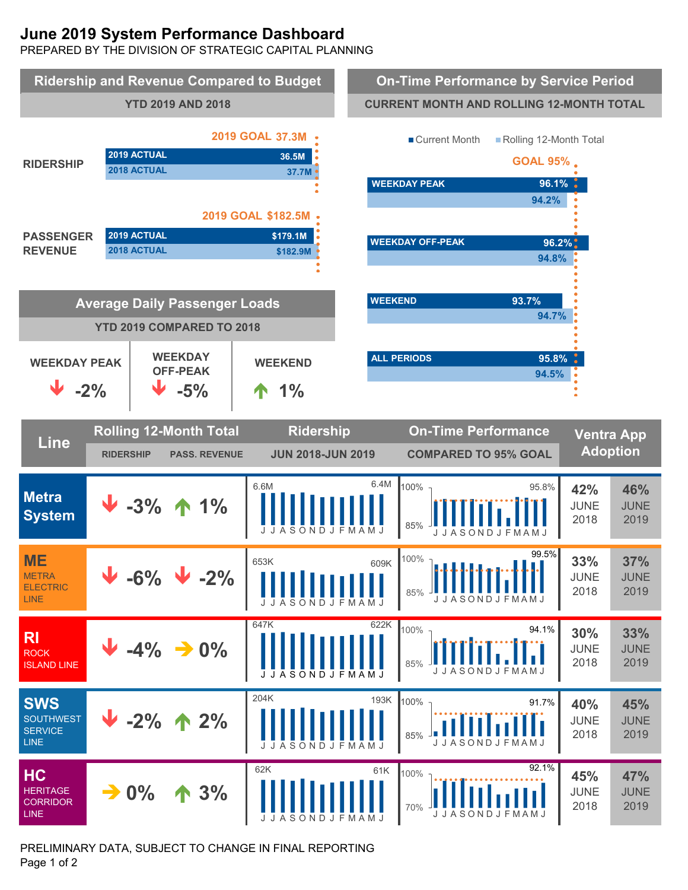# June 2019 System Performance Dashboard

PREPARED BY THE DIVISION OF STRATEGIC CAPITAL PLANNING

## Ridership and Revenue Compared to Budget

YTD 2019 AND 2018

| | 2019 Goal | 2019 Actual | 2018 Actual |
|---|---|---|---|
| RIDERSHIP | 37.3M | 36.5M | 37.7M |
| PASSENGER REVENUE | $182.5M | $179.1M | $182.9M |

## On-Time Performance by Service Period

CURRENT MONTH AND ROLLING 12-MONTH TOTAL

GOAL 95%

| Service Period | Current Month | Rolling 12-Month Total |
|---|---|---|
| WEEKDAY PEAK | 96.1% | 94.2% |
| WEEKDAY OFF-PEAK | 96.2% | 94.8% |
| WEEKEND | 93.7% | 94.7% |
| ALL PERIODS | 95.8% | 94.5% |

## Average Daily Passenger Loads

YTD 2019 COMPARED TO 2018

| WEEKDAY PEAK | WEEKDAY OFF-PEAK | WEEKEND |
|---|---|---|
| ↓ -2% | ↓ -5% | ↑ 1% |

## Line Performance

| Line | Rolling 12-Month Total: Ridership | Rolling 12-Month Total: Pass. Revenue | Ridership Jun 2018-Jun 2019 (Jun 2018 / Jun 2019) | On-Time Performance Compared to 95% Goal (June 2019) | Ventra App Adoption June 2018 | Ventra App Adoption June 2019 |
|---|---|---|---|---|---|---|
| Metra System | ↓ -3% | ↑ 1% | 6.6M / 6.4M | 95.8% | 42% | 46% |
| ME Metra Electric Line | ↓ -6% | ↓ -2% | 653K / 609K | 99.5% | 33% | 37% |
| RI Rock Island Line | ↓ -4% | → 0% | 647K / 622K | 94.1% | 30% | 33% |
| SWS Southwest Service Line | ↓ -2% | ↑ 2% | 204K / 193K | 91.7% | 40% | 45% |
| HC Heritage Corridor Line | → 0% | ↑ 3% | 62K / 61K | 92.1% | 45% | 47% |

PRELIMINARY DATA, SUBJECT TO CHANGE IN FINAL REPORTING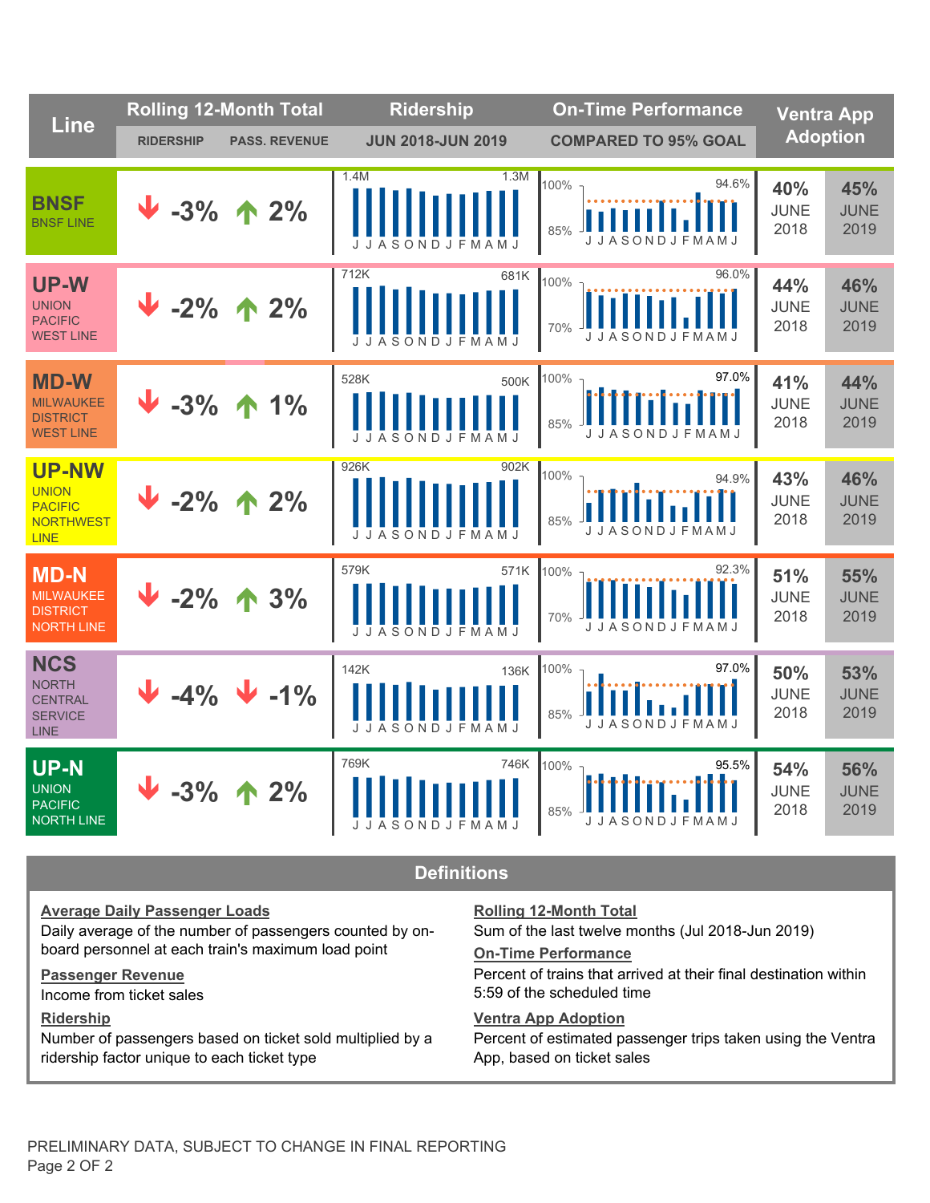| Line | Rolling 12-Month Total | | Ridership | On-Time Performance | Ventra App Adoption | |
|---|---|---|---|---|---|---|
| | RIDERSHIP | PASS. REVENUE | JUN 2018-JUN 2019 | COMPARED TO 95% GOAL | | |
| **BNSF** BNSF LINE | -3% | 2% | 1.4M … 1.3M | 94.6% | 40% JUNE 2018 | 45% JUNE 2019 |
| **UP-W** UNION PACIFIC WEST LINE | -2% | 2% | 712K … 681K | 96.0% | 44% JUNE 2018 | 46% JUNE 2019 |
| **MD-W** MILWAUKEE DISTRICT WEST LINE | -3% | 1% | 528K … 500K | 97.0% | 41% JUNE 2018 | 44% JUNE 2019 |
| **UP-NW** UNION PACIFIC NORTHWEST LINE | -2% | 2% | 926K … 902K | 94.9% | 43% JUNE 2018 | 46% JUNE 2019 |
| **MD-N** MILWAUKEE DISTRICT NORTH LINE | -2% | 3% | 579K … 571K | 92.3% | 51% JUNE 2018 | 55% JUNE 2019 |
| **NCS** NORTH CENTRAL SERVICE LINE | -4% | -1% | 142K … 136K | 97.0% | 50% JUNE 2018 | 53% JUNE 2019 |
| **UP-N** UNION PACIFIC NORTH LINE | -3% | 2% | 769K … 746K | 95.5% | 54% JUNE 2018 | 56% JUNE 2019 |

## Definitions

**Average Daily Passenger Loads**
Daily average of the number of passengers counted by on-board personnel at each train's maximum load point

**Passenger Revenue**
Income from ticket sales

**Ridership**
Number of passengers based on ticket sold multiplied by a ridership factor unique to each ticket type

**Rolling 12-Month Total**
Sum of the last twelve months (Jul 2018-Jun 2019)

**On-Time Performance**
Percent of trains that arrived at their final destination within 5:59 of the scheduled time

**Ventra App Adoption**
Percent of estimated passenger trips taken using the Ventra App, based on ticket sales

PRELIMINARY DATA, SUBJECT TO CHANGE IN FINAL REPORTING